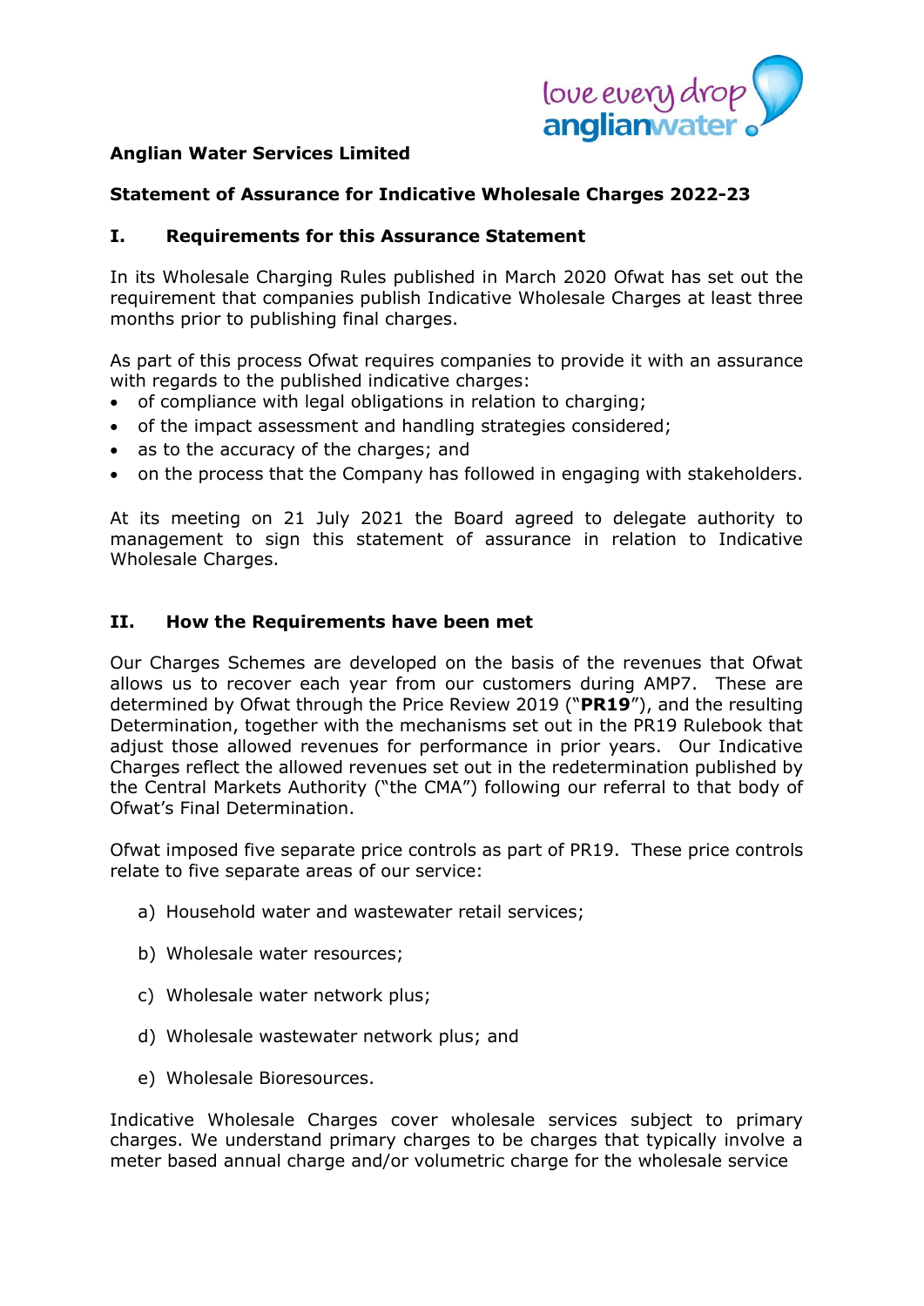**Anglian Water Services Limited**

**Statement of Assurance for Indicative Wholesale Charges 2022-23**

## I. Requirements for this Assurance Statement

In its Wholesale Charging Rules published in March 2020 Ofwat has set out the requirement that companies publish Indicative Wholesale Charges at least three months prior to publishing final charges.

As part of this process Ofwat requires companies to provide it with an assurance with regards to the published indicative charges:

- of compliance with legal obligations in relation to charging;
- of the impact assessment and handling strategies considered;
- as to the accuracy of the charges; and
- on the process that the Company has followed in engaging with stakeholders.

At its meeting on 21 July 2021 the Board agreed to delegate authority to management to sign this statement of assurance in relation to Indicative Wholesale Charges.

## II. How the Requirements have been met

Our Charges Schemes are developed on the basis of the revenues that Ofwat allows us to recover each year from our customers during AMP7. These are determined by Ofwat through the Price Review 2019 ("**PR19**"), and the resulting Determination, together with the mechanisms set out in the PR19 Rulebook that adjust those allowed revenues for performance in prior years. Our Indicative Charges reflect the allowed revenues set out in the redetermination published by the Central Markets Authority ("the CMA") following our referral to that body of Ofwat's Final Determination.

Ofwat imposed five separate price controls as part of PR19. These price controls relate to five separate areas of our service:

a) Household water and wastewater retail services;

b) Wholesale water resources;

c) Wholesale water network plus;

d) Wholesale wastewater network plus; and

e) Wholesale Bioresources.

Indicative Wholesale Charges cover wholesale services subject to primary charges. We understand primary charges to be charges that typically involve a meter based annual charge and/or volumetric charge for the wholesale service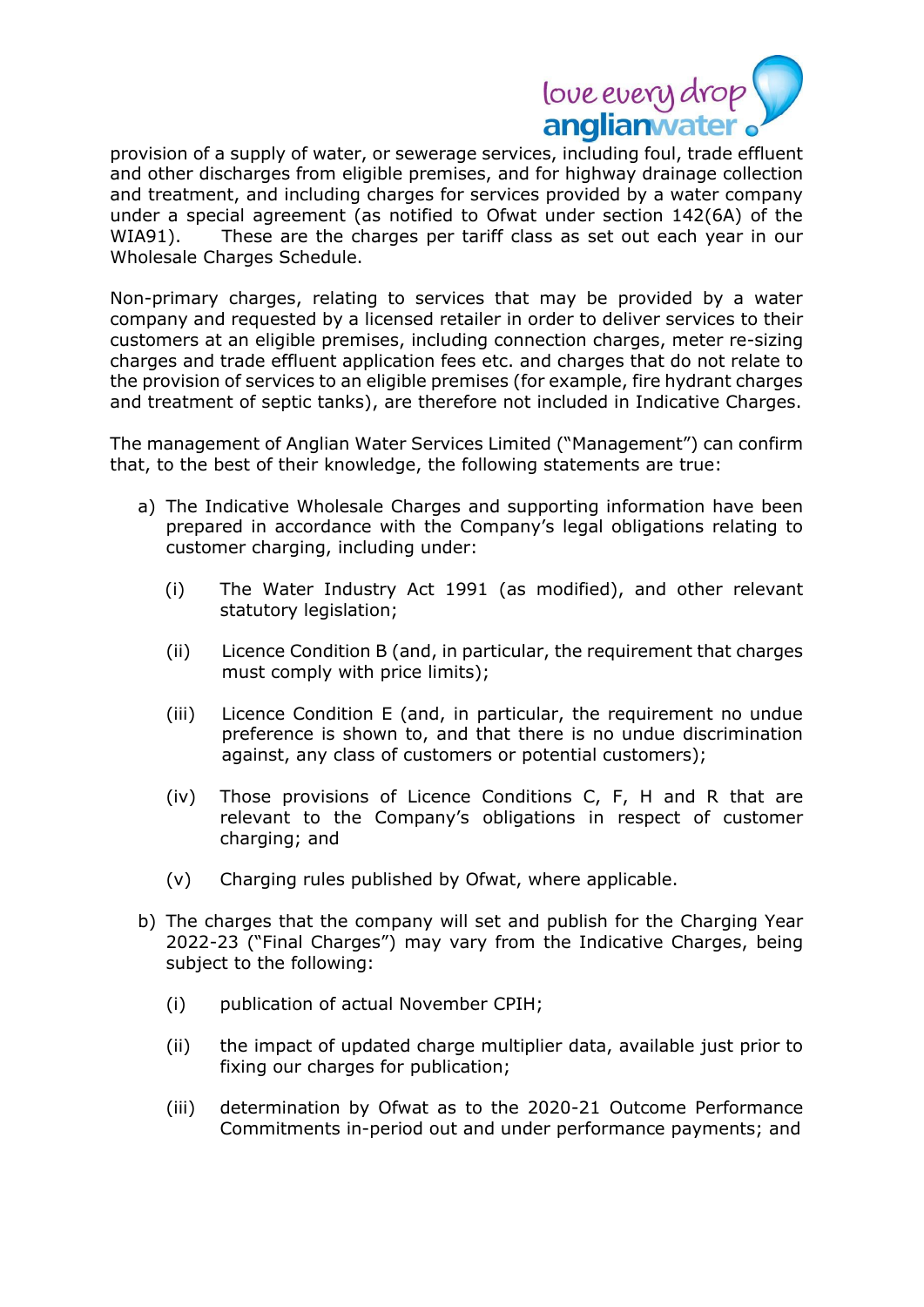provision of a supply of water, or sewerage services, including foul, trade effluent and other discharges from eligible premises, and for highway drainage collection and treatment, and including charges for services provided by a water company under a special agreement (as notified to Ofwat under section 142(6A) of the WIA91). These are the charges per tariff class as set out each year in our Wholesale Charges Schedule.

Non-primary charges, relating to services that may be provided by a water company and requested by a licensed retailer in order to deliver services to their customers at an eligible premises, including connection charges, meter re-sizing charges and trade effluent application fees etc. and charges that do not relate to the provision of services to an eligible premises (for example, fire hydrant charges and treatment of septic tanks), are therefore not included in Indicative Charges.

The management of Anglian Water Services Limited ("Management") can confirm that, to the best of their knowledge, the following statements are true:

a) The Indicative Wholesale Charges and supporting information have been prepared in accordance with the Company's legal obligations relating to customer charging, including under:

   (i) The Water Industry Act 1991 (as modified), and other relevant statutory legislation;

   (ii) Licence Condition B (and, in particular, the requirement that charges must comply with price limits);

   (iii) Licence Condition E (and, in particular, the requirement no undue preference is shown to, and that there is no undue discrimination against, any class of customers or potential customers);

   (iv) Those provisions of Licence Conditions C, F, H and R that are relevant to the Company's obligations in respect of customer charging; and

   (v) Charging rules published by Ofwat, where applicable.

b) The charges that the company will set and publish for the Charging Year 2022-23 ("Final Charges") may vary from the Indicative Charges, being subject to the following:

   (i) publication of actual November CPIH;

   (ii) the impact of updated charge multiplier data, available just prior to fixing our charges for publication;

   (iii) determination by Ofwat as to the 2020-21 Outcome Performance Commitments in-period out and under performance payments; and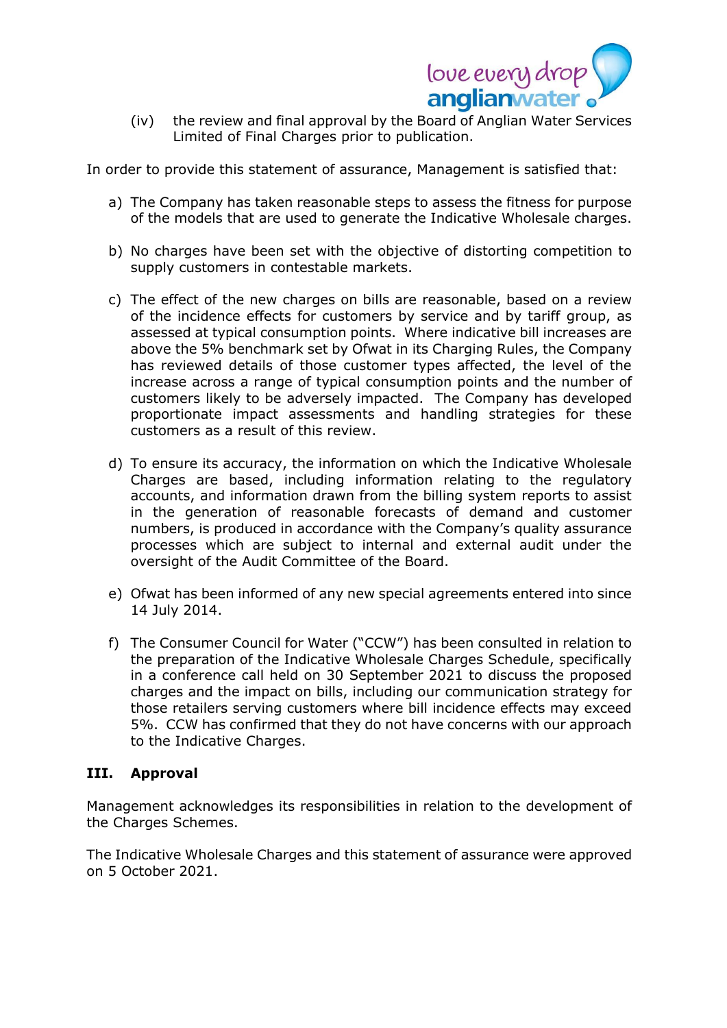(iv) the review and final approval by the Board of Anglian Water Services Limited of Final Charges prior to publication.

In order to provide this statement of assurance, Management is satisfied that:

a) The Company has taken reasonable steps to assess the fitness for purpose of the models that are used to generate the Indicative Wholesale charges.

b) No charges have been set with the objective of distorting competition to supply customers in contestable markets.

c) The effect of the new charges on bills are reasonable, based on a review of the incidence effects for customers by service and by tariff group, as assessed at typical consumption points. Where indicative bill increases are above the 5% benchmark set by Ofwat in its Charging Rules, the Company has reviewed details of those customer types affected, the level of the increase across a range of typical consumption points and the number of customers likely to be adversely impacted. The Company has developed proportionate impact assessments and handling strategies for these customers as a result of this review.

d) To ensure its accuracy, the information on which the Indicative Wholesale Charges are based, including information relating to the regulatory accounts, and information drawn from the billing system reports to assist in the generation of reasonable forecasts of demand and customer numbers, is produced in accordance with the Company's quality assurance processes which are subject to internal and external audit under the oversight of the Audit Committee of the Board.

e) Ofwat has been informed of any new special agreements entered into since 14 July 2014.

f) The Consumer Council for Water ("CCW") has been consulted in relation to the preparation of the Indicative Wholesale Charges Schedule, specifically in a conference call held on 30 September 2021 to discuss the proposed charges and the impact on bills, including our communication strategy for those retailers serving customers where bill incidence effects may exceed 5%. CCW has confirmed that they do not have concerns with our approach to the Indicative Charges.

## III. Approval

Management acknowledges its responsibilities in relation to the development of the Charges Schemes.

The Indicative Wholesale Charges and this statement of assurance were approved on 5 October 2021.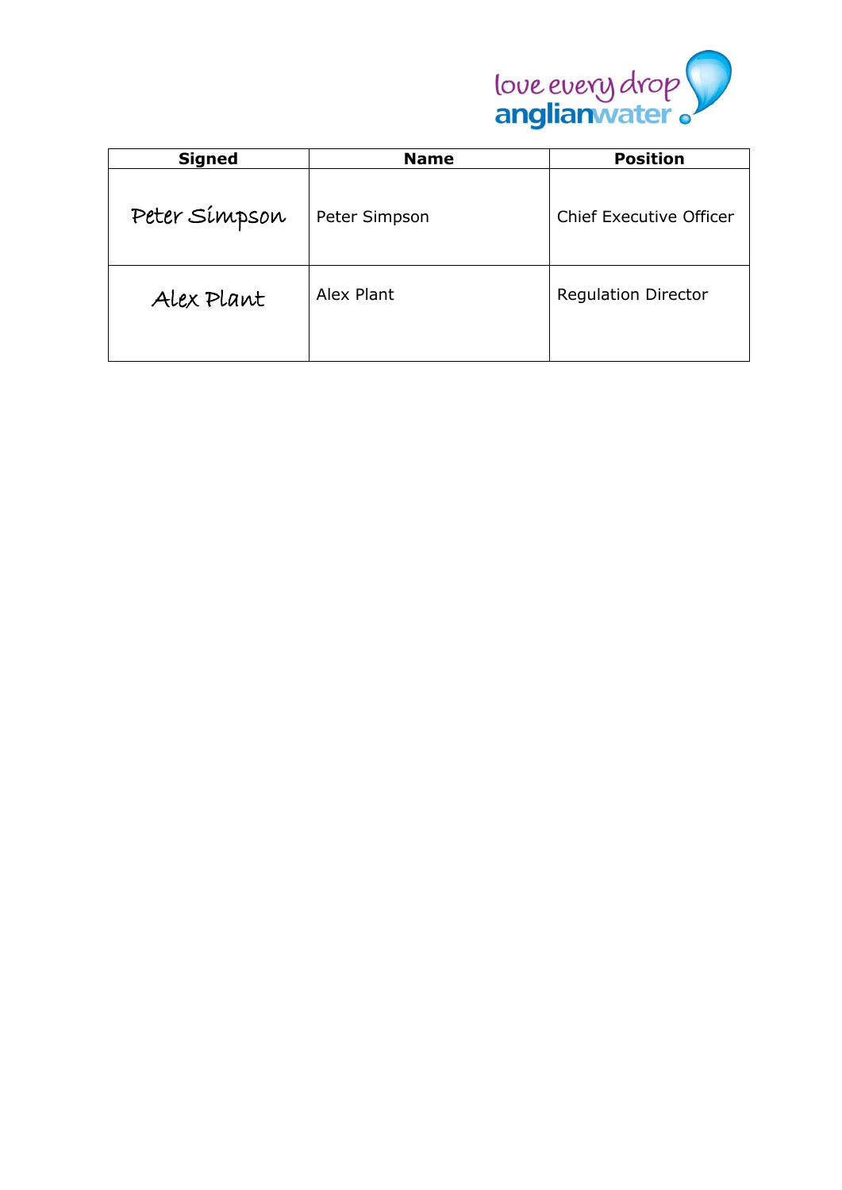| Signed | Name | Position |
|---|---|---|
| Peter Simpson | Peter Simpson | Chief Executive Officer |
| Alex Plant | Alex Plant | Regulation Director |